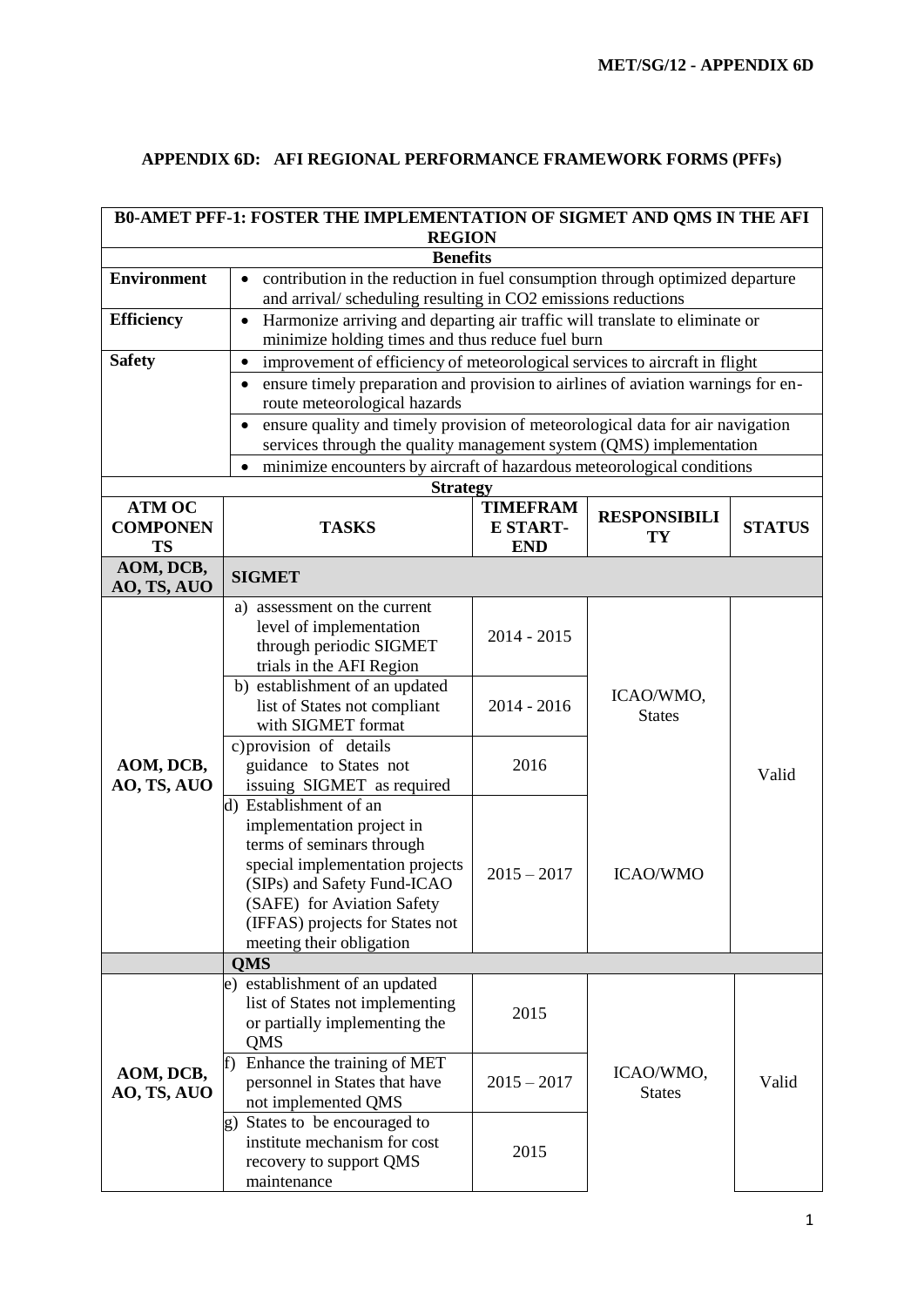## APPENDIX 6D: AFI REGIONAL PERFORMANCE FRAMEWORK FORMS (PFFs)

| B0-AMET PFF-1: FOSTER THE IMPLEMENTATION OF SIGMET AND QMS IN THE AFI REGION | | | | |
|---|---|---|---|---|
| **Benefits** | | | | |
| **Environment** | • contribution in the reduction in fuel consumption through optimized departure and arrival/ scheduling resulting in $CO_2$ emissions reductions | | | |
| **Efficiency** | • Harmonize arriving and departing air traffic will translate to eliminate or minimize holding times and thus reduce fuel burn | | | |
| **Safety** | • improvement of efficiency of meteorological services to aircraft in flight | | | |
| | • ensure timely preparation and provision to airlines of aviation warnings for en-route meteorological hazards | | | |
| | • ensure quality and timely provision of meteorological data for air navigation services through the quality management system (QMS) implementation | | | |
| | • minimize encounters by aircraft of hazardous meteorological conditions | | | |
| **Strategy** | | | | |
| **ATM OC COMPONENTS** | **TASKS** | **TIMEFRAME START-END** | **RESPONSIBILITY** | **STATUS** |
| **AOM, DCB, AO, TS, AUO** | **SIGMET** | | | |
| AOM, DCB, AO, TS, AUO | a) assessment on the current level of implementation through periodic SIGMET trials in the AFI Region | 2014 - 2015 | ICAO/WMO, States | Valid |
| | b) establishment of an updated list of States not compliant with SIGMET format | 2014 - 2016 | | |
| | c) provision of details guidance to States not issuing SIGMET as required | 2016 | | |
| | d) Establishment of an implementation project in terms of seminars through special implementation projects (SIPs) and Safety Fund-ICAO (SAFE) for Aviation Safety (IFFAS) projects for States not meeting their obligation | 2015 – 2017 | ICAO/WMO | |
| | **QMS** | | | |
| AOM, DCB, AO, TS, AUO | e) establishment of an updated list of States not implementing or partially implementing the QMS | 2015 | ICAO/WMO, States | Valid |
| | f) Enhance the training of MET personnel in States that have not implemented QMS | 2015 – 2017 | | |
| | g) States to be encouraged to institute mechanism for cost recovery to support QMS maintenance | 2015 | | |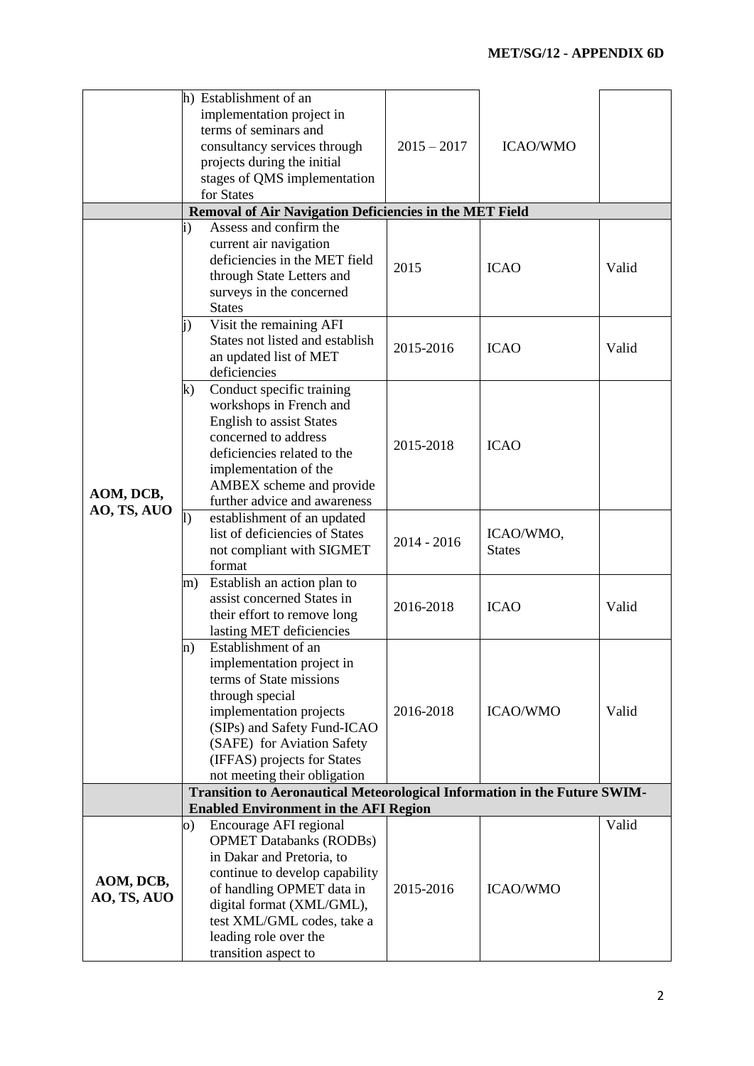| | | | | |
|---|---|---|---|---|
| | h) Establishment of an implementation project in terms of seminars and consultancy services through projects during the initial stages of QMS implementation for States | 2015 – 2017 | ICAO/WMO | |
| | **Removal of Air Navigation Deficiencies in the MET Field** | | | |
| **AOM, DCB, AO, TS, AUO** | i) Assess and confirm the current air navigation deficiencies in the MET field through State Letters and surveys in the concerned States | 2015 | ICAO | Valid |
| | j) Visit the remaining AFI States not listed and establish an updated list of MET deficiencies | 2015-2016 | ICAO | Valid |
| | k) Conduct specific training workshops in French and English to assist States concerned to address deficiencies related to the implementation of the AMBEX scheme and provide further advice and awareness | 2015-2018 | ICAO | |
| | l) establishment of an updated list of deficiencies of States not compliant with SIGMET format | 2014 - 2016 | ICAO/WMO, States | |
| | m) Establish an action plan to assist concerned States in their effort to remove long lasting MET deficiencies | 2016-2018 | ICAO | Valid |
| | n) Establishment of an implementation project in terms of State missions through special implementation projects (SIPs) and Safety Fund-ICAO (SAFE) for Aviation Safety (IFFAS) projects for States not meeting their obligation | 2016-2018 | ICAO/WMO | Valid |
| | **Transition to Aeronautical Meteorological Information in the Future SWIM-Enabled Environment in the AFI Region** | | | |
| **AOM, DCB, AO, TS, AUO** | o) Encourage AFI regional OPMET Databanks (RODBs) in Dakar and Pretoria, to continue to develop capability of handling OPMET data in digital format (XML/GML), test XML/GML codes, take a leading role over the transition aspect to | 2015-2016 | ICAO/WMO | Valid |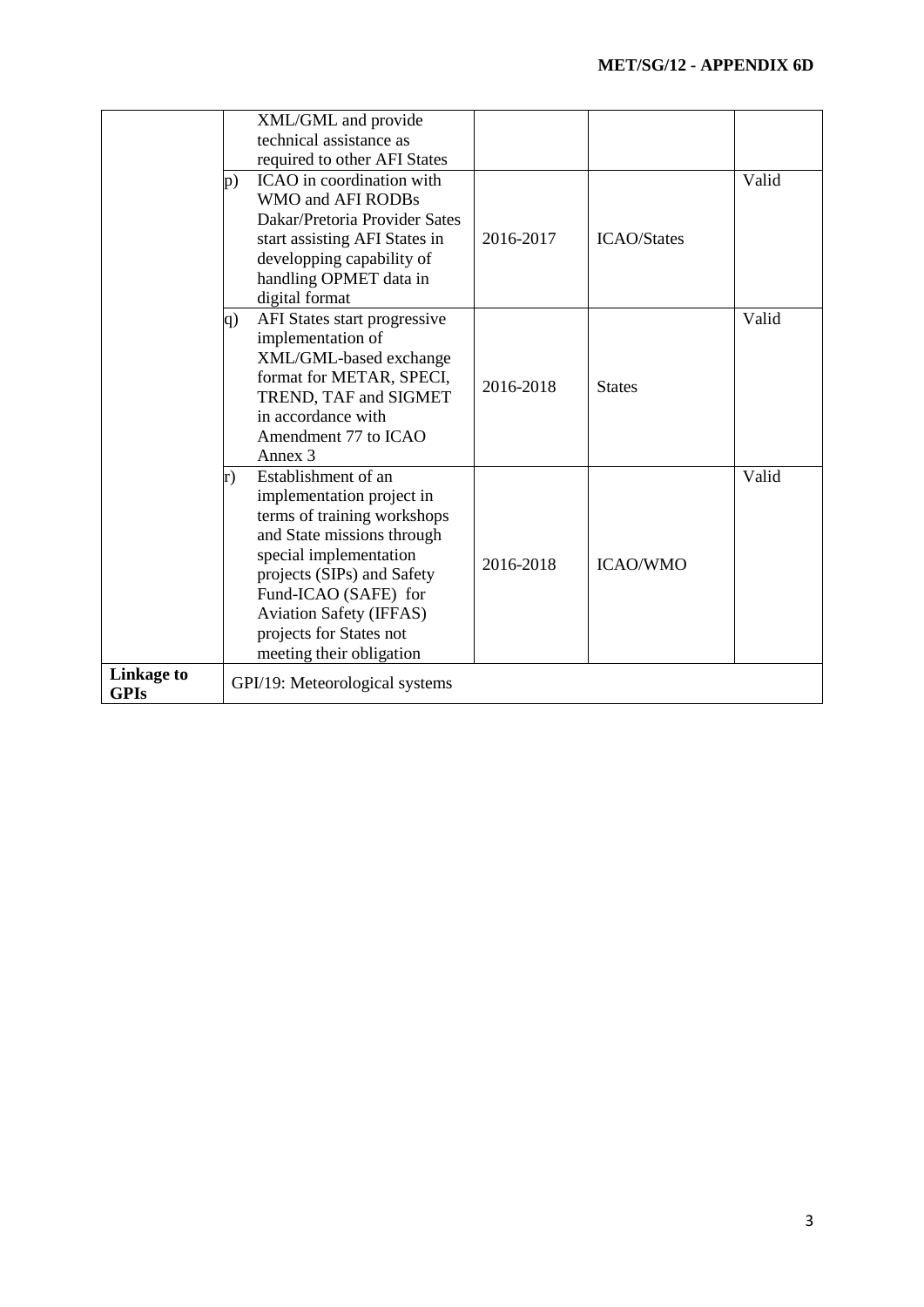| | | | | |
|---|---|---|---|---|
| | XML/GML and provide technical assistance as required to other AFI States | | | |
| | p) ICAO in coordination with WMO and AFI RODBs Dakar/Pretoria Provider Sates start assisting AFI States in developping capability of handling OPMET data in digital format | 2016-2017 | ICAO/States | Valid |
| | q) AFI States start progressive implementation of XML/GML-based exchange format for METAR, SPECI, TREND, TAF and SIGMET in accordance with Amendment 77 to ICAO Annex 3 | 2016-2018 | States | Valid |
| | r) Establishment of an implementation project in terms of training workshops and State missions through special implementation projects (SIPs) and Safety Fund-ICAO (SAFE) for Aviation Safety (IFFAS) projects for States not meeting their obligation | 2016-2018 | ICAO/WMO | Valid |
| **Linkage to GPIs** | GPI/19: Meteorological systems | | | |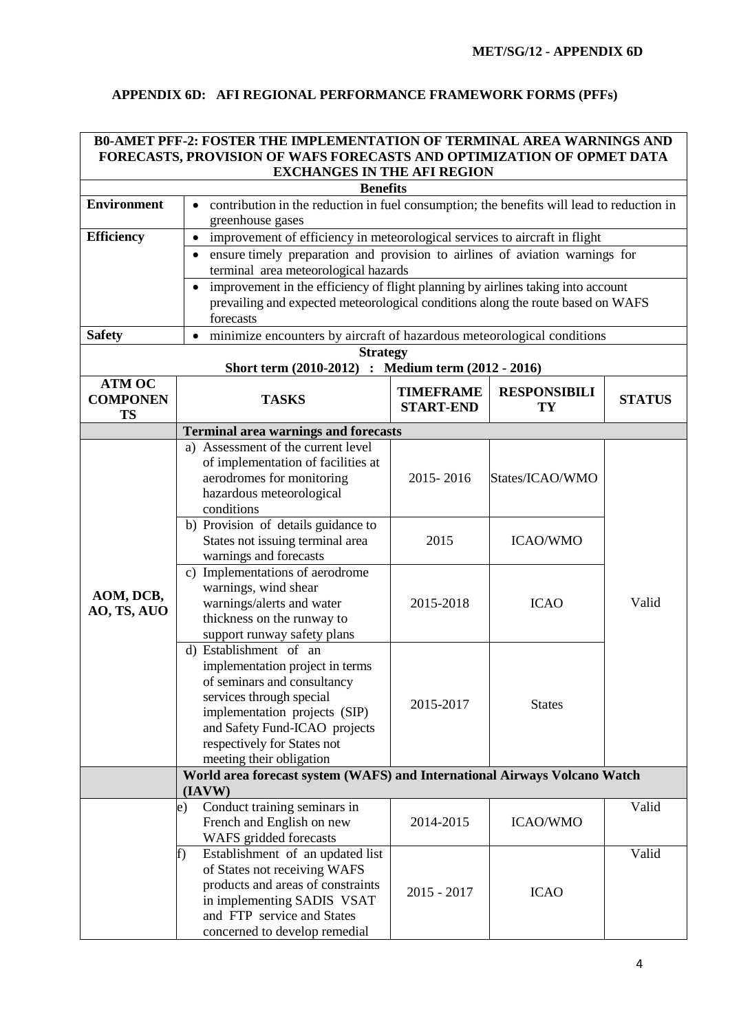## APPENDIX 6D: AFI REGIONAL PERFORMANCE FRAMEWORK FORMS (PFFs)

| **B0-AMET PFF-2: FOSTER THE IMPLEMENTATION OF TERMINAL AREA WARNINGS AND FORECASTS, PROVISION OF WAFS FORECASTS AND OPTIMIZATION OF OPMET DATA EXCHANGES IN THE AFI REGION** | | | | |
|---|---|---|---|---|
| **Benefits** | | | | |
| **Environment** | • contribution in the reduction in fuel consumption; the benefits will lead to reduction in greenhouse gases | | | |
| **Efficiency** | • improvement of efficiency in meteorological services to aircraft in flight | | | |
| | • ensure timely preparation and provision to airlines of aviation warnings for terminal area meteorological hazards | | | |
| | • improvement in the efficiency of flight planning by airlines taking into account prevailing and expected meteorological conditions along the route based on WAFS forecasts | | | |
| **Safety** | • minimize encounters by aircraft of hazardous meteorological conditions | | | |
| **Strategy**<br>**Short term (2010-2012) : Medium term (2012 - 2016)** | | | | |
| **ATM OC COMPONENTS** | **TASKS** | **TIMEFRAME START-END** | **RESPONSIBILITY** | **STATUS** |
| | **Terminal area warnings and forecasts** | | | |
| **AOM, DCB, AO, TS, AUO** | a) Assessment of the current level of implementation of facilities at aerodromes for monitoring hazardous meteorological conditions | 2015- 2016 | States/ICAO/WMO | Valid |
| | b) Provision of details guidance to States not issuing terminal area warnings and forecasts | 2015 | ICAO/WMO | |
| | c) Implementations of aerodrome warnings, wind shear warnings/alerts and water thickness on the runway to support runway safety plans | 2015-2018 | ICAO | |
| | d) Establishment of an implementation project in terms of seminars and consultancy services through special implementation projects (SIP) and Safety Fund-ICAO projects respectively for States not meeting their obligation | 2015-2017 | States | |
| | **World area forecast system (WAFS) and International Airways Volcano Watch (IAVW)** | | | |
| | e) Conduct training seminars in French and English on new WAFS gridded forecasts | 2014-2015 | ICAO/WMO | Valid |
| | f) Establishment of an updated list of States not receiving WAFS products and areas of constraints in implementing SADIS VSAT and FTP service and States concerned to develop remedial | 2015 - 2017 | ICAO | Valid |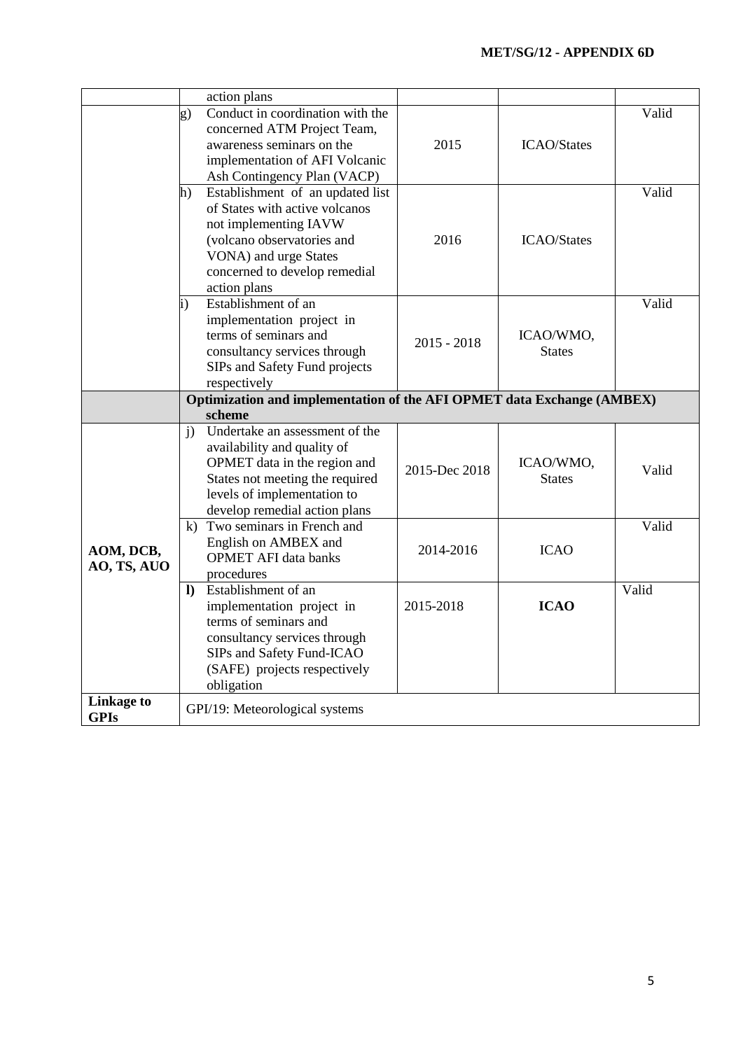| | | | | |
|---|---|---|---|---|
| | action plans | | | |
| | g) Conduct in coordination with the concerned ATM Project Team, awareness seminars on the implementation of AFI Volcanic Ash Contingency Plan (VACP) | 2015 | ICAO/States | Valid |
| | h) Establishment of an updated list of States with active volcanos not implementing IAVW (volcano observatories and VONA) and urge States concerned to develop remedial action plans | 2016 | ICAO/States | Valid |
| | i) Establishment of an implementation project in terms of seminars and consultancy services through SIPs and Safety Fund projects respectively | 2015 - 2018 | ICAO/WMO, States | Valid |
| | **Optimization and implementation of the AFI OPMET data Exchange (AMBEX) scheme** | | | |
| **AOM, DCB, AO, TS, AUO** | j) Undertake an assessment of the availability and quality of OPMET data in the region and States not meeting the required levels of implementation to develop remedial action plans | 2015-Dec 2018 | ICAO/WMO, States | Valid |
| | k) Two seminars in French and English on AMBEX and OPMET AFI data banks procedures | 2014-2016 | ICAO | Valid |
| | **l)** Establishment of an implementation project in terms of seminars and consultancy services through SIPs and Safety Fund-ICAO (SAFE) projects respectively obligation | 2015-2018 | **ICAO** | Valid |
| **Linkage to GPIs** | GPI/19: Meteorological systems | | | |